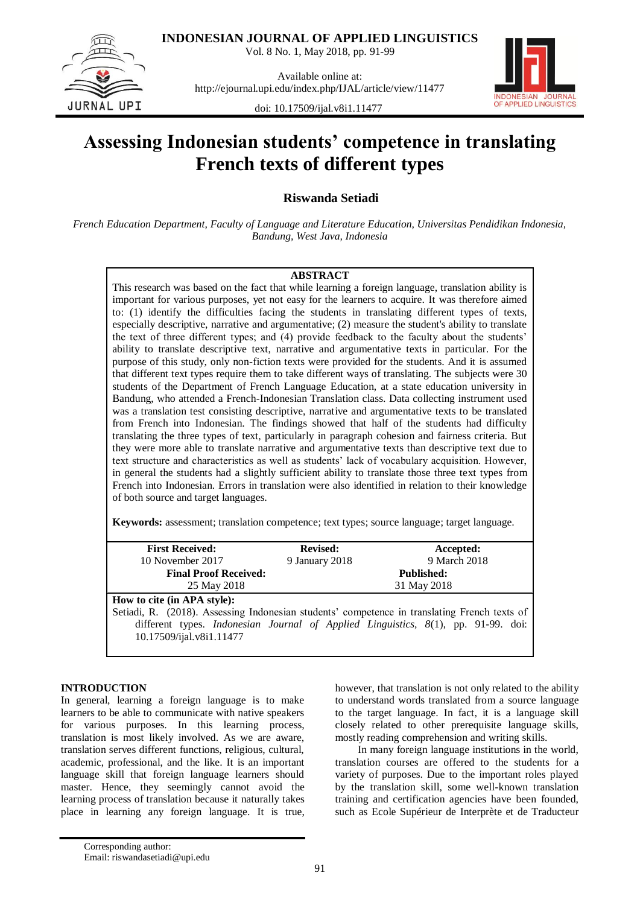# Assessing Indonesian students' competence in translating French texts of different types

**Riswanda Setiadi**

*French Education Department, Faculty of Language and Literature Education, Universitas Pendidikan Indonesia, Bandung, West Java, Indonesia*

**ABSTRACT**

This research was based on the fact that while learning a foreign language, translation ability is important for various purposes, yet not easy for the learners to acquire. It was therefore aimed to: (1) identify the difficulties facing the students in translating different types of texts, especially descriptive, narrative and argumentative; (2) measure the student's ability to translate the text of three different types; and (4) provide feedback to the faculty about the students' ability to translate descriptive text, narrative and argumentative texts in particular. For the purpose of this study, only non-fiction texts were provided for the students. And it is assumed that different text types require them to take different ways of translating. The subjects were 30 students of the Department of French Language Education, at a state education university in Bandung, who attended a French-Indonesian Translation class. Data collecting instrument used was a translation test consisting descriptive, narrative and argumentative texts to be translated from French into Indonesian. The findings showed that half of the students had difficulty translating the three types of text, particularly in paragraph cohesion and fairness criteria. But they were more able to translate narrative and argumentative texts than descriptive text due to text structure and characteristics as well as students' lack of vocabulary acquisition. However, in general the students had a slightly sufficient ability to translate those three text types from French into Indonesian. Errors in translation were also identified in relation to their knowledge of both source and target languages.

**Keywords:** assessment; translation competence; text types; source language; target language.

| **First Received:** 10 November 2017 | **Revised:** 9 January 2018 | **Accepted:** 9 March 2018 |
|---|---|---|
| **Final Proof Received:** 25 May 2018 | | **Published:** 31 May 2018 |

**How to cite (in APA style):**
Setiadi, R. (2018). Assessing Indonesian students' competence in translating French texts of different types. *Indonesian Journal of Applied Linguistics, 8*(1), pp. 91-99. doi: 10.17509/ijal.v8i1.11477

## INTRODUCTION

In general, learning a foreign language is to make learners to be able to communicate with native speakers for various purposes. In this learning process, translation is most likely involved. As we are aware, translation serves different functions, religious, cultural, academic, professional, and the like. It is an important language skill that foreign language learners should master. Hence, they seemingly cannot avoid the learning process of translation because it naturally takes place in learning any foreign language. It is true, however, that translation is not only related to the ability to understand words translated from a source language to the target language. In fact, it is a language skill closely related to other prerequisite language skills, mostly reading comprehension and writing skills.

In many foreign language institutions in the world, translation courses are offered to the students for a variety of purposes. Due to the important roles played by the translation skill, some well-known translation training and certification agencies have been founded, such as Ecole Supérieur de Interprète et de Traducteur

Corresponding author:
Email: riswandasetiadi@upi.edu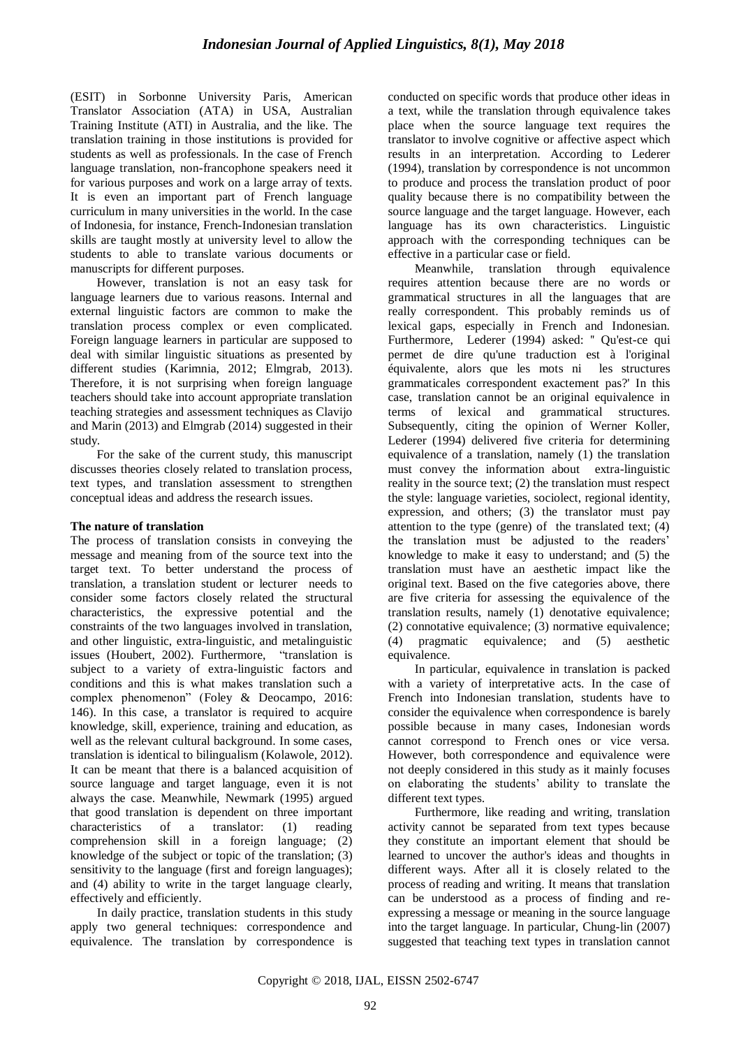(ESIT) in Sorbonne University Paris, American Translator Association (ATA) in USA, Australian Training Institute (ATI) in Australia, and the like. The translation training in those institutions is provided for students as well as professionals. In the case of French language translation, non-francophone speakers need it for various purposes and work on a large array of texts. It is even an important part of French language curriculum in many universities in the world. In the case of Indonesia, for instance, French-Indonesian translation skills are taught mostly at university level to allow the students to able to translate various documents or manuscripts for different purposes.

However, translation is not an easy task for language learners due to various reasons. Internal and external linguistic factors are common to make the translation process complex or even complicated. Foreign language learners in particular are supposed to deal with similar linguistic situations as presented by different studies (Karimnia, 2012; Elmgrab, 2013). Therefore, it is not surprising when foreign language teachers should take into account appropriate translation teaching strategies and assessment techniques as Clavijo and Marin (2013) and Elmgrab (2014) suggested in their study.

For the sake of the current study, this manuscript discusses theories closely related to translation process, text types, and translation assessment to strengthen conceptual ideas and address the research issues.

**The nature of translation**

The process of translation consists in conveying the message and meaning from of the source text into the target text. To better understand the process of translation, a translation student or lecturer needs to consider some factors closely related the structural characteristics, the expressive potential and the constraints of the two languages involved in translation, and other linguistic, extra-linguistic, and metalinguistic issues (Houbert, 2002). Furthermore, "translation is subject to a variety of extra-linguistic factors and conditions and this is what makes translation such a complex phenomenon" (Foley & Deocampo, 2016: 146). In this case, a translator is required to acquire knowledge, skill, experience, training and education, as well as the relevant cultural background. In some cases, translation is identical to bilingualism (Kolawole, 2012). It can be meant that there is a balanced acquisition of source language and target language, even it is not always the case. Meanwhile, Newmark (1995) argued that good translation is dependent on three important characteristics of a translator: (1) reading comprehension skill in a foreign language; (2) knowledge of the subject or topic of the translation; (3) sensitivity to the language (first and foreign languages); and (4) ability to write in the target language clearly, effectively and efficiently.

In daily practice, translation students in this study apply two general techniques: correspondence and equivalence. The translation by correspondence is conducted on specific words that produce other ideas in a text, while the translation through equivalence takes place when the source language text requires the translator to involve cognitive or affective aspect which results in an interpretation. According to Lederer (1994), translation by correspondence is not uncommon to produce and process the translation product of poor quality because there is no compatibility between the source language and the target language. However, each language has its own characteristics. Linguistic approach with the corresponding techniques can be effective in a particular case or field.

Meanwhile, translation through equivalence requires attention because there are no words or grammatical structures in all the languages that are really correspondent. This probably reminds us of lexical gaps, especially in French and Indonesian. Furthermore, Lederer (1994) asked: " Qu'est-ce qui permet de dire qu'une traduction est à l'original équivalente, alors que les mots ni les structures grammaticales correspondent exactement pas?' In this case, translation cannot be an original equivalence in terms of lexical and grammatical structures. Subsequently, citing the opinion of Werner Koller, Lederer (1994) delivered five criteria for determining equivalence of a translation, namely (1) the translation must convey the information about extra-linguistic reality in the source text; (2) the translation must respect the style: language varieties, sociolect, regional identity, expression, and others; (3) the translator must pay attention to the type (genre) of the translated text; (4) the translation must be adjusted to the readers' knowledge to make it easy to understand; and (5) the translation must have an aesthetic impact like the original text. Based on the five categories above, there are five criteria for assessing the equivalence of the translation results, namely (1) denotative equivalence; (2) connotative equivalence; (3) normative equivalence; (4) pragmatic equivalence; and (5) aesthetic equivalence.

In particular, equivalence in translation is packed with a variety of interpretative acts. In the case of French into Indonesian translation, students have to consider the equivalence when correspondence is barely possible because in many cases, Indonesian words cannot correspond to French ones or vice versa. However, both correspondence and equivalence were not deeply considered in this study as it mainly focuses on elaborating the students' ability to translate the different text types.

Furthermore, like reading and writing, translation activity cannot be separated from text types because they constitute an important element that should be learned to uncover the author's ideas and thoughts in different ways. After all it is closely related to the process of reading and writing. It means that translation can be understood as a process of finding and re-expressing a message or meaning in the source language into the target language. In particular, Chung-lin (2007) suggested that teaching text types in translation cannot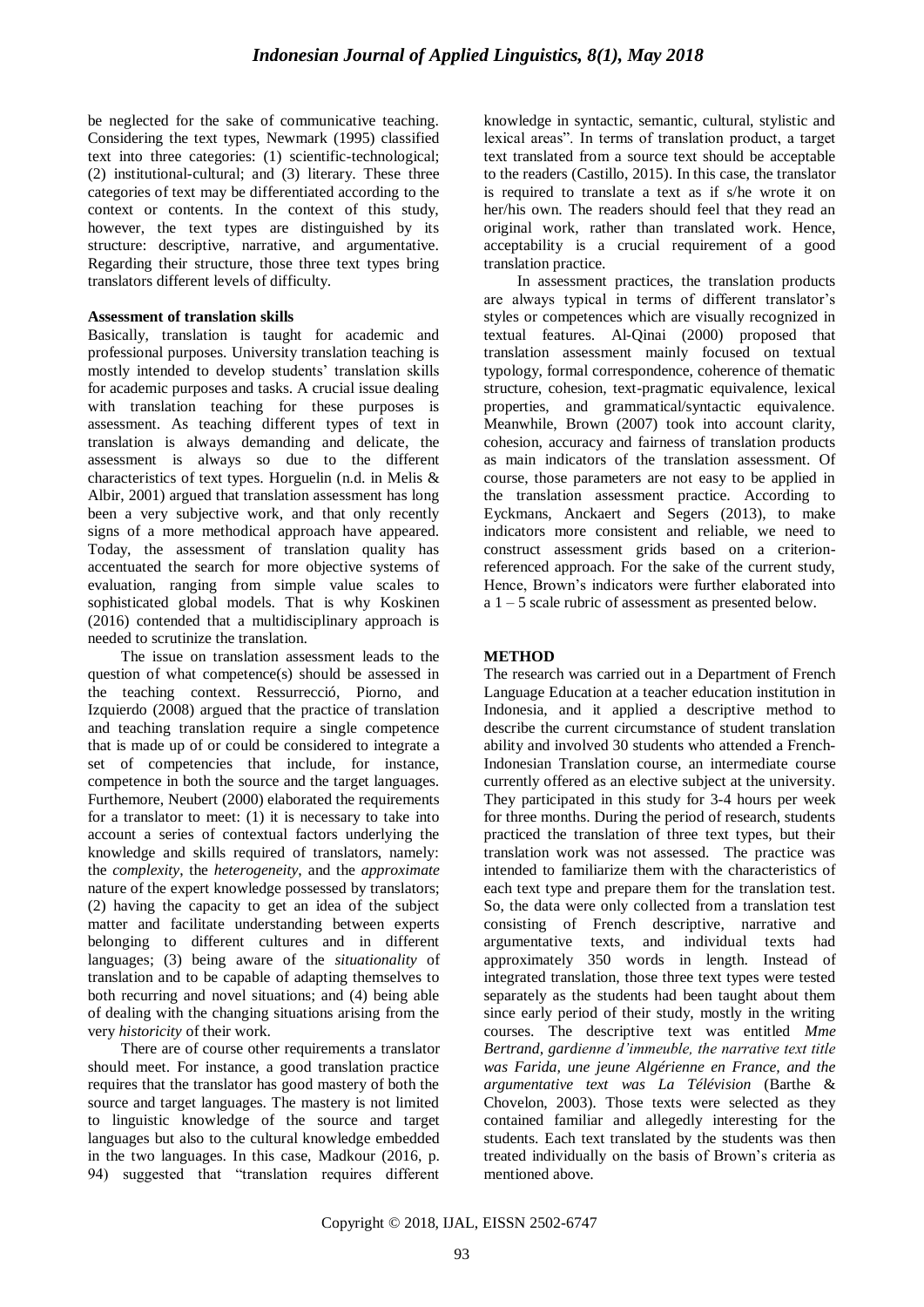be neglected for the sake of communicative teaching. Considering the text types, Newmark (1995) classified text into three categories: (1) scientific-technological; (2) institutional-cultural; and (3) literary. These three categories of text may be differentiated according to the context or contents. In the context of this study, however, the text types are distinguished by its structure: descriptive, narrative, and argumentative. Regarding their structure, those three text types bring translators different levels of difficulty.

**Assessment of translation skills**

Basically, translation is taught for academic and professional purposes. University translation teaching is mostly intended to develop students' translation skills for academic purposes and tasks. A crucial issue dealing with translation teaching for these purposes is assessment. As teaching different types of text in translation is always demanding and delicate, the assessment is always so due to the different characteristics of text types. Horguelin (n.d. in Melis & Albir, 2001) argued that translation assessment has long been a very subjective work, and that only recently signs of a more methodical approach have appeared. Today, the assessment of translation quality has accentuated the search for more objective systems of evaluation, ranging from simple value scales to sophisticated global models. That is why Koskinen (2016) contended that a multidisciplinary approach is needed to scrutinize the translation.

The issue on translation assessment leads to the question of what competence(s) should be assessed in the teaching context. Ressurrecció, Piorno, and Izquierdo (2008) argued that the practice of translation and teaching translation require a single competence that is made up of or could be considered to integrate a set of competencies that include, for instance, competence in both the source and the target languages. Furthemore, Neubert (2000) elaborated the requirements for a translator to meet: (1) it is necessary to take into account a series of contextual factors underlying the knowledge and skills required of translators, namely: the *complexity*, the *heterogeneity*, and the *approximate* nature of the expert knowledge possessed by translators; (2) having the capacity to get an idea of the subject matter and facilitate understanding between experts belonging to different cultures and in different languages; (3) being aware of the *situationality* of translation and to be capable of adapting themselves to both recurring and novel situations; and (4) being able of dealing with the changing situations arising from the very *historicity* of their work.

There are of course other requirements a translator should meet. For instance, a good translation practice requires that the translator has good mastery of both the source and target languages. The mastery is not limited to linguistic knowledge of the source and target languages but also to the cultural knowledge embedded in the two languages. In this case, Madkour (2016, p. 94) suggested that "translation requires different knowledge in syntactic, semantic, cultural, stylistic and lexical areas". In terms of translation product, a target text translated from a source text should be acceptable to the readers (Castillo, 2015). In this case, the translator is required to translate a text as if s/he wrote it on her/his own. The readers should feel that they read an original work, rather than translated work. Hence, acceptability is a crucial requirement of a good translation practice.

In assessment practices, the translation products are always typical in terms of different translator's styles or competences which are visually recognized in textual features. Al-Qinai (2000) proposed that translation assessment mainly focused on textual typology, formal correspondence, coherence of thematic structure, cohesion, text-pragmatic equivalence, lexical properties, and grammatical/syntactic equivalence. Meanwhile, Brown (2007) took into account clarity, cohesion, accuracy and fairness of translation products as main indicators of the translation assessment. Of course, those parameters are not easy to be applied in the translation assessment practice. According to Eyckmans, Anckaert and Segers (2013), to make indicators more consistent and reliable, we need to construct assessment grids based on a criterion-referenced approach. For the sake of the current study, Hence, Brown's indicators were further elaborated into a 1 – 5 scale rubric of assessment as presented below.

## METHOD

The research was carried out in a Department of French Language Education at a teacher education institution in Indonesia, and it applied a descriptive method to describe the current circumstance of student translation ability and involved 30 students who attended a French-Indonesian Translation course, an intermediate course currently offered as an elective subject at the university. They participated in this study for 3-4 hours per week for three months. During the period of research, students practiced the translation of three text types, but their translation work was not assessed. The practice was intended to familiarize them with the characteristics of each text type and prepare them for the translation test. So, the data were only collected from a translation test consisting of French descriptive, narrative and argumentative texts, and individual texts had approximately 350 words in length. Instead of integrated translation, those three text types were tested separately as the students had been taught about them since early period of their study, mostly in the writing courses. The descriptive text was entitled *Mme Bertrand, gardienne d'immeuble, the narrative text title was Farida, une jeune Algérienne en France, and the argumentative text was La Télévision* (Barthe & Chovelon, 2003). Those texts were selected as they contained familiar and allegedly interesting for the students. Each text translated by the students was then treated individually on the basis of Brown's criteria as mentioned above.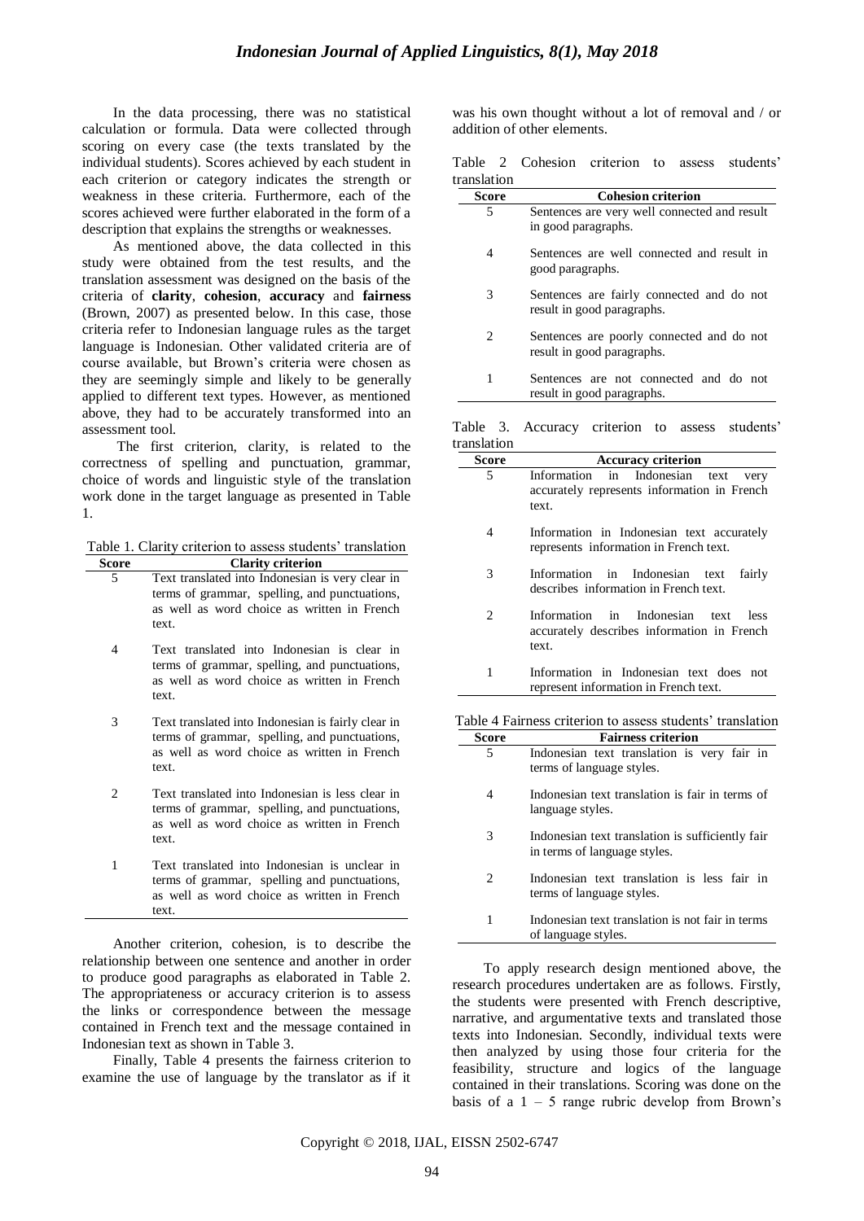In the data processing, there was no statistical calculation or formula. Data were collected through scoring on every case (the texts translated by the individual students). Scores achieved by each student in each criterion or category indicates the strength or weakness in these criteria. Furthermore, each of the scores achieved were further elaborated in the form of a description that explains the strengths or weaknesses.

As mentioned above, the data collected in this study were obtained from the test results, and the translation assessment was designed on the basis of the criteria of **clarity**, **cohesion**, **accuracy** and **fairness** (Brown, 2007) as presented below. In this case, those criteria refer to Indonesian language rules as the target language is Indonesian. Other validated criteria are of course available, but Brown's criteria were chosen as they are seemingly simple and likely to be generally applied to different text types. However, as mentioned above, they had to be accurately transformed into an assessment tool.

The first criterion, clarity, is related to the correctness of spelling and punctuation, grammar, choice of words and linguistic style of the translation work done in the target language as presented in Table 1.

Table 1. Clarity criterion to assess students' translation

| Score | Clarity criterion |
|---|---|
| 5 | Text translated into Indonesian is very clear in terms of grammar, spelling, and punctuations, as well as word choice as written in French text. |
| 4 | Text translated into Indonesian is clear in terms of grammar, spelling, and punctuations, as well as word choice as written in French text. |
| 3 | Text translated into Indonesian is fairly clear in terms of grammar, spelling, and punctuations, as well as word choice as written in French text. |
| 2 | Text translated into Indonesian is less clear in terms of grammar, spelling, and punctuations, as well as word choice as written in French text. |
| 1 | Text translated into Indonesian is unclear in terms of grammar, spelling and punctuations, as well as word choice as written in French text. |

Another criterion, cohesion, is to describe the relationship between one sentence and another in order to produce good paragraphs as elaborated in Table 2. The appropriateness or accuracy criterion is to assess the links or correspondence between the message contained in French text and the message contained in Indonesian text as shown in Table 3.

Finally, Table 4 presents the fairness criterion to examine the use of language by the translator as if it was his own thought without a lot of removal and / or addition of other elements.

Table 2 Cohesion criterion to assess students' translation

| Score | Cohesion criterion |
|---|---|
| 5 | Sentences are very well connected and result in good paragraphs. |
| 4 | Sentences are well connected and result in good paragraphs. |
| 3 | Sentences are fairly connected and do not result in good paragraphs. |
| 2 | Sentences are poorly connected and do not result in good paragraphs. |
| 1 | Sentences are not connected and do not result in good paragraphs. |

Table 3. Accuracy criterion to assess students' translation

| Score | Accuracy criterion |
|---|---|
| 5 | Information in Indonesian text very accurately represents information in French text. |
| 4 | Information in Indonesian text accurately represents information in French text. |
| 3 | Information in Indonesian text fairly describes information in French text. |
| 2 | Information in Indonesian text less accurately describes information in French text. |
| 1 | Information in Indonesian text does not represent information in French text. |

Table 4 Fairness criterion to assess students' translation

| Score | Fairness criterion |
|---|---|
| 5 | Indonesian text translation is very fair in terms of language styles. |
| 4 | Indonesian text translation is fair in terms of language styles. |
| 3 | Indonesian text translation is sufficiently fair in terms of language styles. |
| 2 | Indonesian text translation is less fair in terms of language styles. |
| 1 | Indonesian text translation is not fair in terms of language styles. |

To apply research design mentioned above, the research procedures undertaken are as follows. Firstly, the students were presented with French descriptive, narrative, and argumentative texts and translated those texts into Indonesian. Secondly, individual texts were then analyzed by using those four criteria for the feasibility, structure and logics of the language contained in their translations. Scoring was done on the basis of a 1 – 5 range rubric develop from Brown's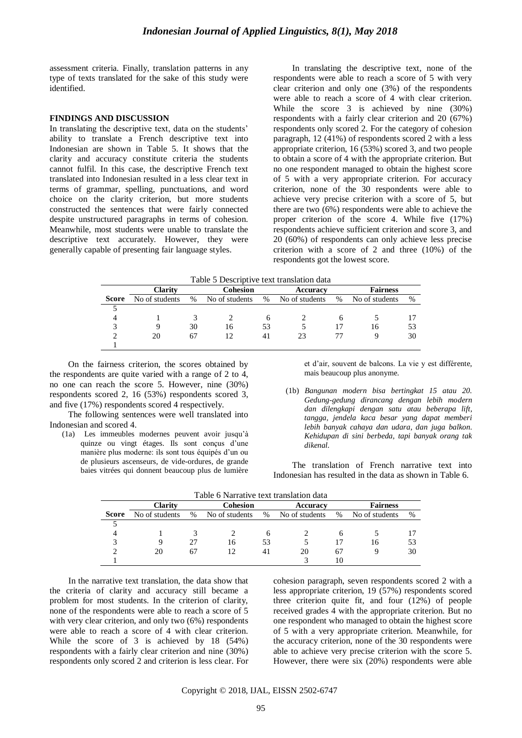assessment criteria. Finally, translation patterns in any type of texts translated for the sake of this study were identified.

## FINDINGS AND DISCUSSION

In translating the descriptive text, data on the students' ability to translate a French descriptive text into Indonesian are shown in Table 5. It shows that the clarity and accuracy constitute criteria the students cannot fulfil. In this case, the descriptive French text translated into Indonesian resulted in a less clear text in terms of grammar, spelling, punctuations, and word choice on the clarity criterion, but more students constructed the sentences that were fairly connected despite unstructured paragraphs in terms of cohesion. Meanwhile, most students were unable to translate the descriptive text accurately. However, they were generally capable of presenting fair language styles.

In translating the descriptive text, none of the respondents were able to reach a score of 5 with very clear criterion and only one (3%) of the respondents were able to reach a score of 4 with clear criterion. While the score 3 is achieved by nine (30%) respondents with a fairly clear criterion and 20 (67%) respondents only scored 2. For the category of cohesion paragraph, 12 (41%) of respondents scored 2 with a less appropriate criterion, 16 (53%) scored 3, and two people to obtain a score of 4 with the appropriate criterion. But no one respondent managed to obtain the highest score of 5 with a very appropriate criterion. For accuracy criterion, none of the 30 respondents were able to achieve very precise criterion with a score of 5, but there are two (6%) respondents were able to achieve the proper criterion of the score 4. While five (17%) respondents achieve sufficient criterion and score 3, and 20 (60%) of respondents can only achieve less precise criterion with a score of 2 and three (10%) of the respondents got the lowest score.

Table 5 Descriptive text translation data

| | Clarity | | Cohesion | | Accuracy | | Fairness | |
|---|---|---|---|---|---|---|---|---|
| **Score** | No of students | % | No of students | % | No of students | % | No of students | % |
| 5 | | | | | | | | |
| 4 | 1 | 3 | 2 | 6 | 2 | 6 | 5 | 17 |
| 3 | 9 | 30 | 16 | 53 | 5 | 17 | 16 | 53 |
| 2 | 20 | 67 | 12 | 41 | 23 | 77 | 9 | 30 |
| 1 | | | | | | | | |

On the fairness criterion, the scores obtained by the respondents are quite varied with a range of 2 to 4, no one can reach the score 5. However, nine (30%) respondents scored 2, 16 (53%) respondents scored 3, and five (17%) respondents scored 4 respectively.

The following sentences were well translated into Indonesian and scored 4.

(1a) Les immeubles modernes peuvent avoir jusqu'à quinze ou vingt étages. Ils sont conçus d'une manière plus moderne: ils sont tous équipés d'un ou de plusieurs ascenseurs, de vide-ordures, de grande baies vitrées qui donnent beaucoup plus de lumière et d'air, souvent de balcons. La vie y est différente, mais beaucoup plus anonyme.

(1b) *Bangunan modern bisa bertingkat 15 atau 20. Gedung-gedung dirancang dengan lebih modern dan dilengkapi dengan satu atau beberapa lift, tangga, jendela kaca besar yang dapat memberi lebih banyak cahaya dan udara, dan juga balkon. Kehidupan di sini berbeda, tapi banyak orang tak dikenal.*

The translation of French narrative text into Indonesian has resulted in the data as shown in Table 6.

Table 6 Narrative text translation data

| | Clarity | | Cohesion | | Accuracy | | Fairness | |
|---|---|---|---|---|---|---|---|---|
| **Score** | No of students | % | No of students | % | No of students | % | No of students | % |
| 5 | | | | | | | | |
| 4 | 1 | 3 | 2 | 6 | 2 | 6 | 5 | 17 |
| 3 | 9 | 27 | 16 | 53 | 5 | 17 | 16 | 53 |
| 2 | 20 | 67 | 12 | 41 | 20 | 67 | 9 | 30 |
| 1 | | | | | 3 | 10 | | |

In the narrative text translation, the data show that the criteria of clarity and accuracy still became a problem for most students. In the criterion of clarity, none of the respondents were able to reach a score of 5 with very clear criterion, and only two (6%) respondents were able to reach a score of 4 with clear criterion. While the score of 3 is achieved by 18 (54%) respondents with a fairly clear criterion and nine (30%) respondents only scored 2 and criterion is less clear. For cohesion paragraph, seven respondents scored 2 with a less appropriate criterion, 19 (57%) respondents scored three criterion quite fit, and four (12%) of people received grades 4 with the appropriate criterion. But no one respondent who managed to obtain the highest score of 5 with a very appropriate criterion. Meanwhile, for the accuracy criterion, none of the 30 respondents were able to achieve very precise criterion with the score 5. However, there were six (20%) respondents were able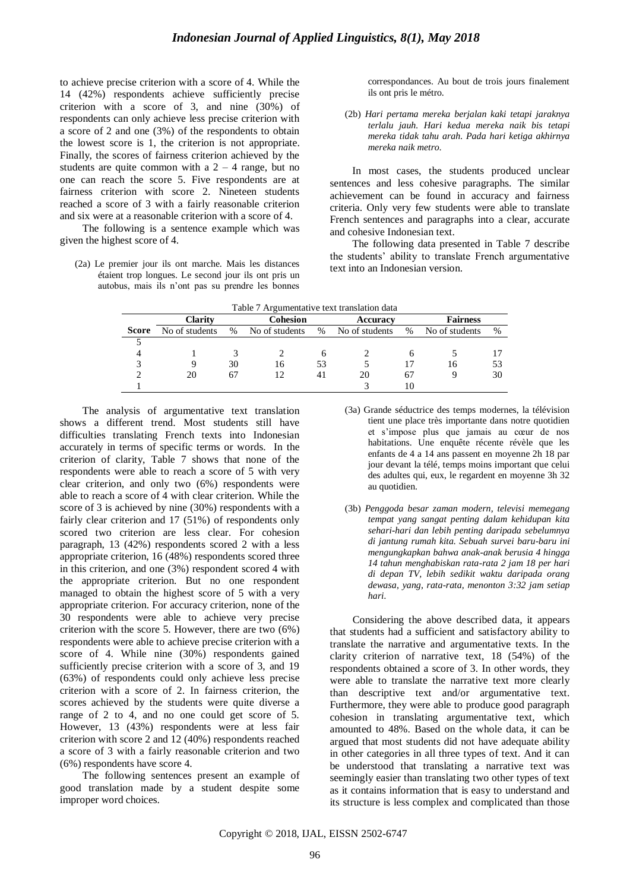to achieve precise criterion with a score of 4. While the 14 (42%) respondents achieve sufficiently precise criterion with a score of 3, and nine (30%) of respondents can only achieve less precise criterion with a score of 2 and one (3%) of the respondents to obtain the lowest score is 1, the criterion is not appropriate. Finally, the scores of fairness criterion achieved by the students are quite common with a 2 – 4 range, but no one can reach the score 5. Five respondents are at fairness criterion with score 2. Nineteen students reached a score of 3 with a fairly reasonable criterion and six were at a reasonable criterion with a score of 4.

The following is a sentence example which was given the highest score of 4.

(2a) Le premier jour ils ont marche. Mais les distances étaient trop longues. Le second jour ils ont pris un autobus, mais ils n'ont pas su prendre les bonnes correspondances. Au bout de trois jours finalement ils ont pris le métro.

(2b) *Hari pertama mereka berjalan kaki tetapi jaraknya terlalu jauh. Hari kedua mereka naik bis tetapi mereka tidak tahu arah. Pada hari ketiga akhirnya mereka naik metro.*

In most cases, the students produced unclear sentences and less cohesive paragraphs. The similar achievement can be found in accuracy and fairness criteria. Only very few students were able to translate French sentences and paragraphs into a clear, accurate and cohesive Indonesian text.

The following data presented in Table 7 describe the students' ability to translate French argumentative text into an Indonesian version.

Table 7 Argumentative text translation data

| | Clarity | | Cohesion | | Accuracy | | Fairness | |
|---|---|---|---|---|---|---|---|---|
| **Score** | No of students | % | No of students | % | No of students | % | No of students | % |
| 5 | | | | | | | | |
| 4 | 1 | 3 | 2 | 6 | 2 | 6 | 5 | 17 |
| 3 | 9 | 30 | 16 | 53 | 5 | 17 | 16 | 53 |
| 2 | 20 | 67 | 12 | 41 | 20 | 67 | 9 | 30 |
| 1 | | | | | 3 | 10 | | |

The analysis of argumentative text translation shows a different trend. Most students still have difficulties translating French texts into Indonesian accurately in terms of specific terms or words. In the criterion of clarity, Table 7 shows that none of the respondents were able to reach a score of 5 with very clear criterion, and only two (6%) respondents were able to reach a score of 4 with clear criterion. While the score of 3 is achieved by nine (30%) respondents with a fairly clear criterion and 17 (51%) of respondents only scored two criterion are less clear. For cohesion paragraph, 13 (42%) respondents scored 2 with a less appropriate criterion, 16 (48%) respondents scored three in this criterion, and one (3%) respondent scored 4 with the appropriate criterion. But no one respondent managed to obtain the highest score of 5 with a very appropriate criterion. For accuracy criterion, none of the 30 respondents were able to achieve very precise criterion with the score 5. However, there are two (6%) respondents were able to achieve precise criterion with a score of 4. While nine (30%) respondents gained sufficiently precise criterion with a score of 3, and 19 (63%) of respondents could only achieve less precise criterion with a score of 2. In fairness criterion, the scores achieved by the students were quite diverse a range of 2 to 4, and no one could get score of 5. However, 13 (43%) respondents were at less fair criterion with score 2 and 12 (40%) respondents reached a score of 3 with a fairly reasonable criterion and two (6%) respondents have score 4.

The following sentences present an example of good translation made by a student despite some improper word choices.

(3a) Grande séductrice des temps modernes, la télévision tient une place très importante dans notre quotidien et s'impose plus que jamais au cœur de nos habitations. Une enquête récente révèle que les enfants de 4 a 14 ans passent en moyenne 2h 18 par jour devant la télé, temps moins important que celui des adultes qui, eux, le regardent en moyenne 3h 32 au quotidien.

(3b) *Penggoda besar zaman modern, televisi memegang tempat yang sangat penting dalam kehidupan kita sehari-hari dan lebih penting daripada sebelumnya di jantung rumah kita. Sebuah survei baru-baru ini mengungkapkan bahwa anak-anak berusia 4 hingga 14 tahun menghabiskan rata-rata 2 jam 18 per hari di depan TV, lebih sedikit waktu daripada orang dewasa, yang, rata-rata, menonton 3:32 jam setiap hari.*

Considering the above described data, it appears that students had a sufficient and satisfactory ability to translate the narrative and argumentative texts. In the clarity criterion of narrative text, 18 (54%) of the respondents obtained a score of 3. In other words, they were able to translate the narrative text more clearly than descriptive text and/or argumentative text. Furthermore, they were able to produce good paragraph cohesion in translating argumentative text, which amounted to 48%. Based on the whole data, it can be argued that most students did not have adequate ability in other categories in all three types of text. And it can be understood that translating a narrative text was seemingly easier than translating two other types of text as it contains information that is easy to understand and its structure is less complex and complicated than those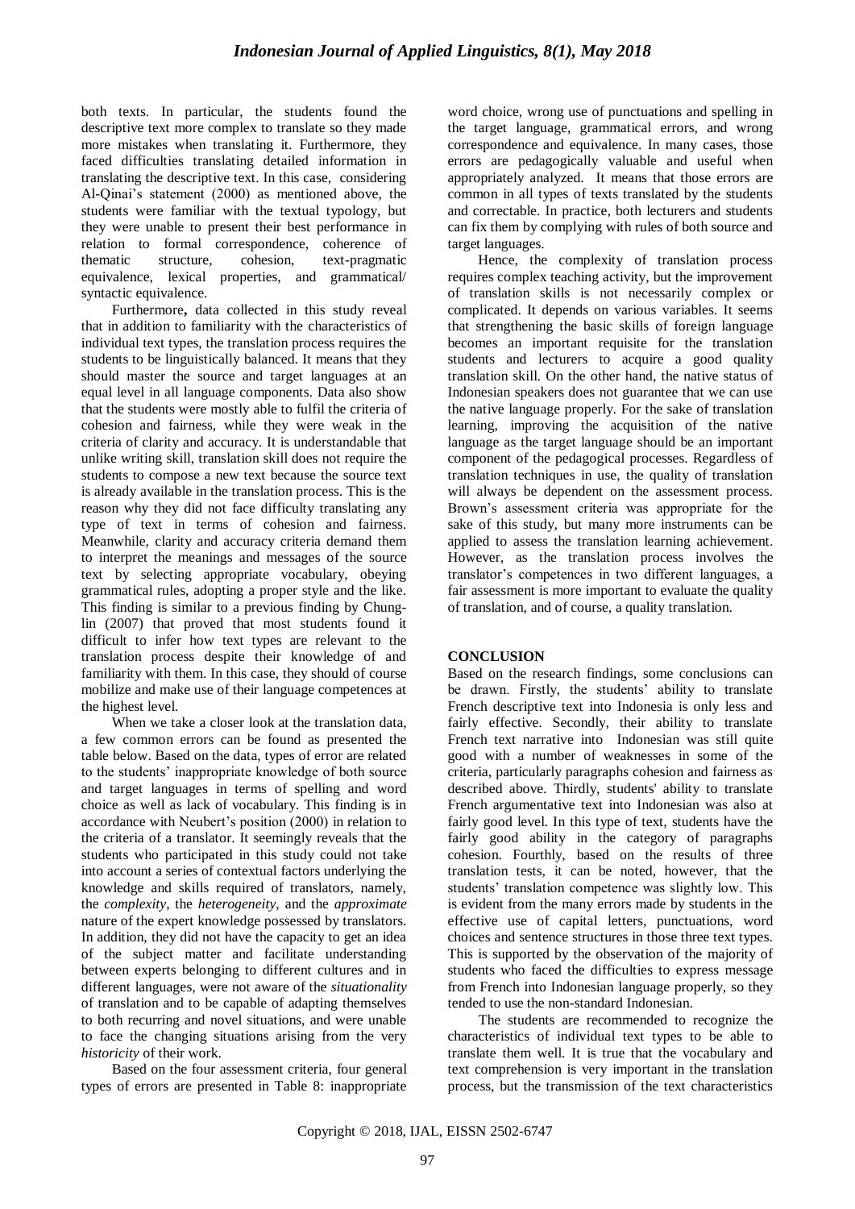both texts. In particular, the students found the descriptive text more complex to translate so they made more mistakes when translating it. Furthermore, they faced difficulties translating detailed information in translating the descriptive text. In this case, considering Al-Qinai's statement (2000) as mentioned above, the students were familiar with the textual typology, but they were unable to present their best performance in relation to formal correspondence, coherence of thematic structure, cohesion, text-pragmatic equivalence, lexical properties, and grammatical/ syntactic equivalence.

Furthermore**,** data collected in this study reveal that in addition to familiarity with the characteristics of individual text types, the translation process requires the students to be linguistically balanced. It means that they should master the source and target languages at an equal level in all language components. Data also show that the students were mostly able to fulfil the criteria of cohesion and fairness, while they were weak in the criteria of clarity and accuracy. It is understandable that unlike writing skill, translation skill does not require the students to compose a new text because the source text is already available in the translation process. This is the reason why they did not face difficulty translating any type of text in terms of cohesion and fairness. Meanwhile, clarity and accuracy criteria demand them to interpret the meanings and messages of the source text by selecting appropriate vocabulary, obeying grammatical rules, adopting a proper style and the like. This finding is similar to a previous finding by Chung-lin (2007) that proved that most students found it difficult to infer how text types are relevant to the translation process despite their knowledge of and familiarity with them. In this case, they should of course mobilize and make use of their language competences at the highest level.

When we take a closer look at the translation data, a few common errors can be found as presented the table below. Based on the data, types of error are related to the students' inappropriate knowledge of both source and target languages in terms of spelling and word choice as well as lack of vocabulary. This finding is in accordance with Neubert's position (2000) in relation to the criteria of a translator. It seemingly reveals that the students who participated in this study could not take into account a series of contextual factors underlying the knowledge and skills required of translators, namely, the *complexity*, the *heterogeneity*, and the *approximate* nature of the expert knowledge possessed by translators. In addition, they did not have the capacity to get an idea of the subject matter and facilitate understanding between experts belonging to different cultures and in different languages, were not aware of the *situationality* of translation and to be capable of adapting themselves to both recurring and novel situations, and were unable to face the changing situations arising from the very *historicity* of their work.

Based on the four assessment criteria, four general types of errors are presented in Table 8: inappropriate word choice, wrong use of punctuations and spelling in the target language, grammatical errors, and wrong correspondence and equivalence. In many cases, those errors are pedagogically valuable and useful when appropriately analyzed. It means that those errors are common in all types of texts translated by the students and correctable. In practice, both lecturers and students can fix them by complying with rules of both source and target languages.

Hence, the complexity of translation process requires complex teaching activity, but the improvement of translation skills is not necessarily complex or complicated. It depends on various variables. It seems that strengthening the basic skills of foreign language becomes an important requisite for the translation students and lecturers to acquire a good quality translation skill. On the other hand, the native status of Indonesian speakers does not guarantee that we can use the native language properly. For the sake of translation learning, improving the acquisition of the native language as the target language should be an important component of the pedagogical processes. Regardless of translation techniques in use, the quality of translation will always be dependent on the assessment process. Brown's assessment criteria was appropriate for the sake of this study, but many more instruments can be applied to assess the translation learning achievement. However, as the translation process involves the translator's competences in two different languages, a fair assessment is more important to evaluate the quality of translation, and of course, a quality translation.

## CONCLUSION

Based on the research findings, some conclusions can be drawn. Firstly, the students' ability to translate French descriptive text into Indonesia is only less and fairly effective. Secondly, their ability to translate French text narrative into Indonesian was still quite good with a number of weaknesses in some of the criteria, particularly paragraphs cohesion and fairness as described above. Thirdly, students' ability to translate French argumentative text into Indonesian was also at fairly good level. In this type of text, students have the fairly good ability in the category of paragraphs cohesion. Fourthly, based on the results of three translation tests, it can be noted, however, that the students' translation competence was slightly low. This is evident from the many errors made by students in the effective use of capital letters, punctuations, word choices and sentence structures in those three text types. This is supported by the observation of the majority of students who faced the difficulties to express message from French into Indonesian language properly, so they tended to use the non-standard Indonesian.

The students are recommended to recognize the characteristics of individual text types to be able to translate them well. It is true that the vocabulary and text comprehension is very important in the translation process, but the transmission of the text characteristics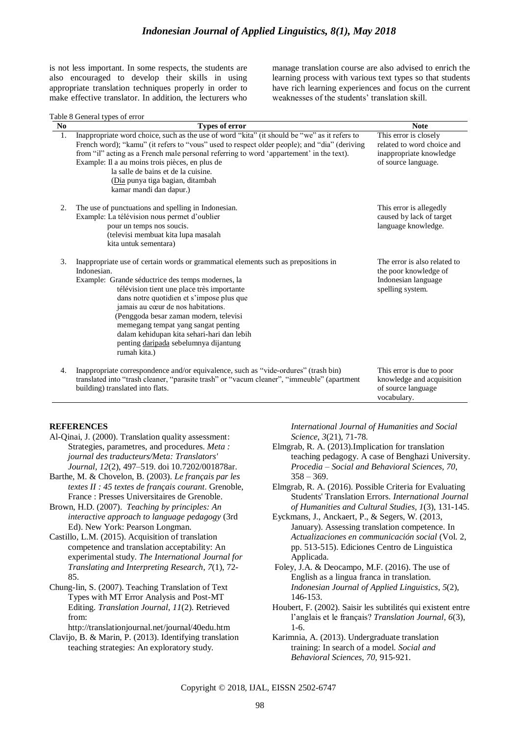is not less important. In some respects, the students are also encouraged to develop their skills in using appropriate translation techniques properly in order to make effective translator. In addition, the lecturers who manage translation course are also advised to enrich the learning process with various text types so that students have rich learning experiences and focus on the current weaknesses of the students' translation skill.

Table 8 General types of error

| No | Types of error | Note |
|---|---|---|
| 1. | Inappropriate word choice, such as the use of word "kita" (it should be "we" as it refers to French word); "kamu" (it refers to "vous" used to respect older people); and "dia" (deriving from "il" acting as a French male personal referring to word 'appartement' in the text).<br>Example: Il a au moins trois pièces, en plus de la salle de bains et de la cuisine.<br>(<u>Dia</u> punya tiga bagian, ditambah kamar mandi dan dapur.) | This error is closely related to word choice and inappropriate knowledge of source language. |
| 2. | The use of punctuations and spelling in Indonesian.<br>Example: La télévision nous permet d'oublier pour un temps nos soucis.<br>(televisi membuat kita lupa masalah kita untuk sementara) | This error is allegedly caused by lack of target language knowledge. |
| 3. | Inappropriate use of certain words or grammatical elements such as prepositions in Indonesian.<br>Example: Grande séductrice des temps modernes, la télévision tient une place très importante dans notre quotidien et s'impose plus que jamais au cœur de nos habitations.<br>(Penggoda besar zaman modern, televisi memegang tempat yang sangat penting dalam kehidupan kita sehari-hari dan lebih penting <u>daripada</u> sebelumnya dijantung rumah kita.) | The error is also related to the poor knowledge of Indonesian language spelling system. |
| 4. | Inappropriate correspondence and/or equivalence, such as "vide-ordures" (trash bin) translated into "trash cleaner, "parasite trash" or "vacum cleaner", "immeuble" (apartment building) translated into flats. | This error is due to poor knowledge and acquisition of source language vocabulary. |

## REFERENCES

Al-Qinai, J. (2000). Translation quality assessment: Strategies, parametres, and procedures. *Meta : journal des traducteurs/Meta: Translators' Journal*, *12*(2), 497–519. doi 10.7202/001878ar.

Barthe, M. & Chovelon, B. (2003). *Le français par les textes II : 45 textes de français courant*. Grenoble, France : Presses Universitaires de Grenoble.

Brown, H.D. (2007). *Teaching by principles: An interactive approach to language pedagogy* (3rd Ed). New York: Pearson Longman.

Castillo, L.M. (2015). Acquisition of translation competence and translation acceptability: An experimental study. *The International Journal for Translating and Interpreting Research*, *7*(1), 72-85.

Chung-lin, S. (2007). Teaching Translation of Text Types with MT Error Analysis and Post-MT Editing. *Translation Journal*, *11*(2). Retrieved from: http://translationjournal.net/journal/40edu.htm

Clavijo, B. & Marin, P. (2013). Identifying translation teaching strategies: An exploratory study. *International Journal of Humanities and Social Science*, *3*(21), 71-78.

Elmgrab, R. A. (2013).Implication for translation teaching pedagogy. A case of Benghazi University. *Procedia – Social and Behavioral Sciences, 70*, 358 – 369.

Elmgrab, R. A. (2016). Possible Criteria for Evaluating Students' Translation Errors. *International Journal of Humanities and Cultural Studies, 1*(3), 131-145.

Eyckmans, J., Anckaert, P., & Segers, W. (2013, January). Assessing translation competence. In *Actualizaciones en communicación social* (Vol. 2, pp. 513-515). Ediciones Centro de Linguistica Applicada.

Foley, J.A. & Deocampo, M.F. (2016). The use of English as a lingua franca in translation. *Indonesian Journal of Applied Linguistics*, *5*(2), 146-153.

Houbert, F. (2002). Saisir les subtilités qui existent entre l'anglais et le français? *Translation Journal*, *6*(3), 1-6.

Karimnia, A. (2013). Undergraduate translation training: In search of a model. *Social and Behavioral Sciences, 70*, 915-921.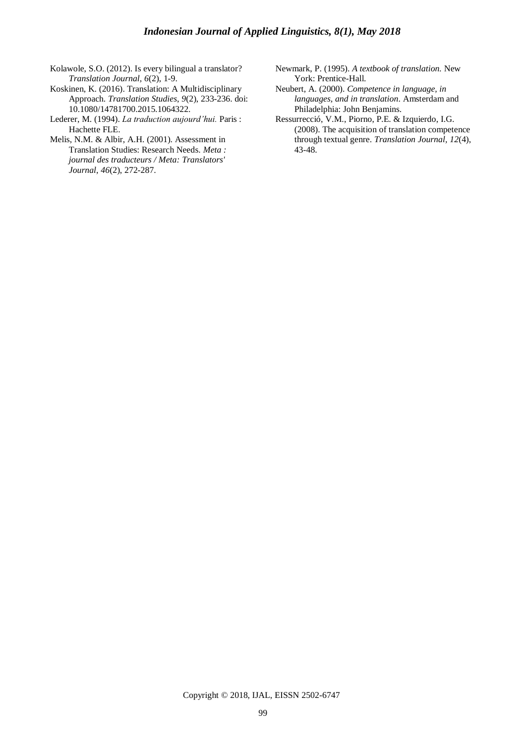Kolawole, S.O. (2012). Is every bilingual a translator? *Translation Journal, 6*(2), 1-9.

Koskinen, K. (2016). Translation: A Multidisciplinary Approach. *Translation Studies*, *9*(2), 233-236. doi: 10.1080/14781700.2015.1064322.

Lederer, M. (1994). *La traduction aujourd'hui.* Paris : Hachette FLE.

Melis, N.M. & Albir, A.H. (2001). Assessment in Translation Studies: Research Needs. *Meta : journal des traducteurs / Meta: Translators' Journal*, *46*(2), 272-287.

Newmark, P. (1995). *A textbook of translation.* New York: Prentice-Hall.

Neubert, A. (2000). *Competence in language, in languages, and in translation*. Amsterdam and Philadelphia: John Benjamins.

Ressurrecció, V.M., Piorno, P.E. & Izquierdo, I.G. (2008). The acquisition of translation competence through textual genre. *Translation Journal*, *12*(4), 43-48.